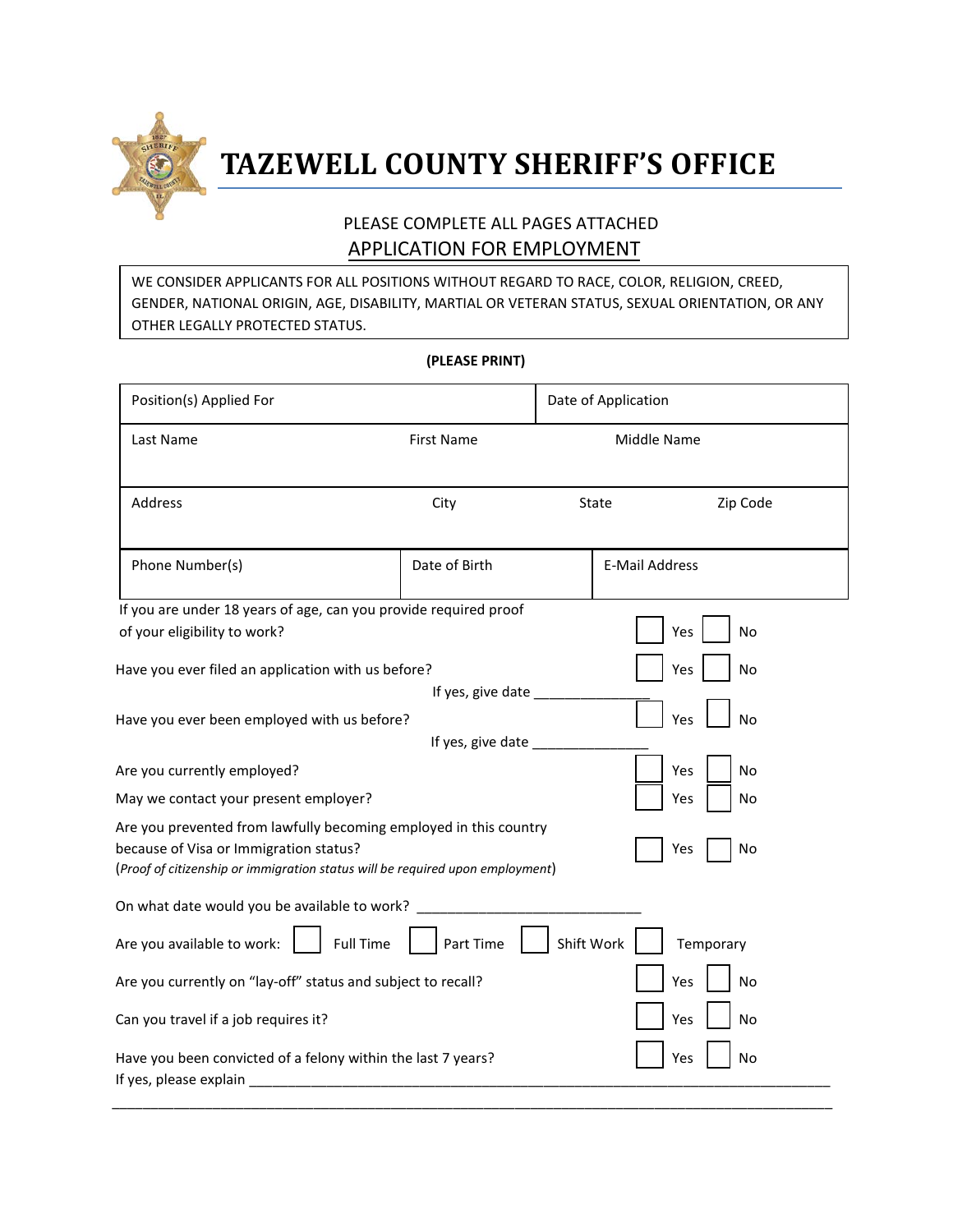# TAZEWELL COUNTY SHERIFF'S OFFICE

PLEASE COMPLETE ALL PAGES ATTACHED

## APPLICATION FOR EMPLOYMENT

WE CONSIDER APPLICANTS FOR ALL POSITIONS WITHOUT REGARD TO RACE, COLOR, RELIGION, CREED, GENDER, NATIONAL ORIGIN, AGE, DISABILITY, MARTIAL OR VETERAN STATUS, SEXUAL ORIENTATION, OR ANY OTHER LEGALLY PROTECTED STATUS.

**(PLEASE PRINT)**

| Position(s) Applied For | | Date of Application | |
|---|---|---|---|
| Last Name | First Name | Middle Name | |
| Address | City | State | Zip Code |
| Phone Number(s) | Date of Birth | E-Mail Address | |

If you are under 18 years of age, can you provide required proof of your eligibility to work? ☐ Yes ☐ No

Have you ever filed an application with us before? ☐ Yes ☐ No
If yes, give date _______________

Have you ever been employed with us before? ☐ Yes ☐ No
If yes, give date _______________

Are you currently employed? ☐ Yes ☐ No

May we contact your present employer? ☐ Yes ☐ No

Are you prevented from lawfully becoming employed in this country because of Visa or Immigration status? ☐ Yes ☐ No
(*Proof of citizenship or immigration status will be required upon employment*)

On what date would you be available to work? ____________________________

Are you available to work: ☐ Full Time ☐ Part Time ☐ Shift Work ☐ Temporary

Are you currently on "lay-off" status and subject to recall? ☐ Yes ☐ No

Can you travel if a job requires it? ☐ Yes ☐ No

Have you been convicted of a felony within the last 7 years? ☐ Yes ☐ No
If yes, please explain ____________________________________________________________________________
______________________________________________________________________________________________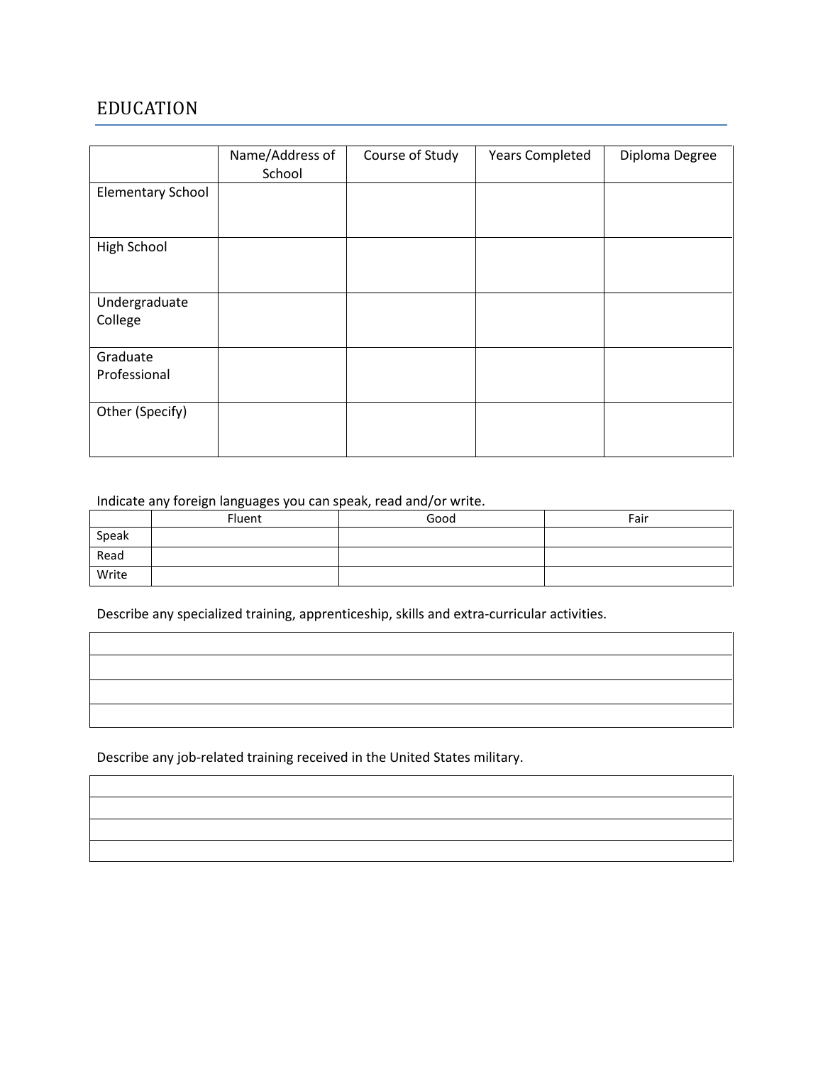# EDUCATION

| | Name/Address of School | Course of Study | Years Completed | Diploma Degree |
|---|---|---|---|---|
| Elementary School | | | | |
| High School | | | | |
| Undergraduate College | | | | |
| Graduate Professional | | | | |
| Other (Specify) | | | | |

Indicate any foreign languages you can speak, read and/or write.

| | Fluent | Good | Fair |
|---|---|---|---|
| Speak | | | |
| Read | | | |
| Write | | | |

Describe any specialized training, apprenticeship, skills and extra-curricular activities.

| |
|---|
| |
| |
| |
| |

Describe any job-related training received in the United States military.

| |
|---|
| |
| |
| |
| |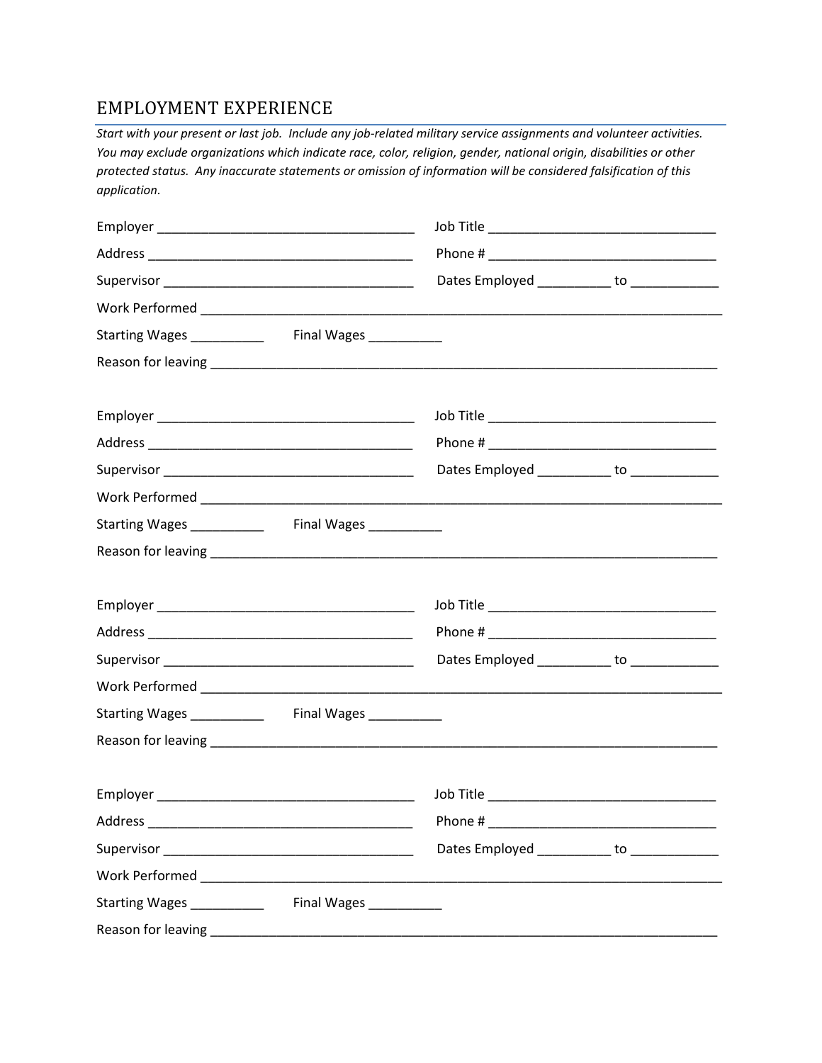## EMPLOYMENT EXPERIENCE

*Start with your present or last job. Include any job-related military service assignments and volunteer activities. You may exclude organizations which indicate race, color, religion, gender, national origin, disabilities or other protected status. Any inaccurate statements or omission of information will be considered falsification of this application.*

Employer ___________________________________ Job Title _______________________________

Address ____________________________________ Phone # _______________________________

Supervisor __________________________________ Dates Employed __________ to ____________

Work Performed ___________________________________________________________________________

Starting Wages __________ Final Wages __________

Reason for leaving ________________________________________________________________________

Employer ___________________________________ Job Title _______________________________

Address ____________________________________ Phone # _______________________________

Supervisor __________________________________ Dates Employed __________ to ____________

Work Performed ___________________________________________________________________________

Starting Wages __________ Final Wages __________

Reason for leaving ________________________________________________________________________

Employer ___________________________________ Job Title _______________________________

Address ____________________________________ Phone # _______________________________

Supervisor __________________________________ Dates Employed __________ to ____________

Work Performed ___________________________________________________________________________

Starting Wages __________ Final Wages __________

Reason for leaving ________________________________________________________________________

Employer ___________________________________ Job Title _______________________________

Address ____________________________________ Phone # _______________________________

Supervisor __________________________________ Dates Employed __________ to ____________

Work Performed ___________________________________________________________________________

Starting Wages __________ Final Wages __________

Reason for leaving ________________________________________________________________________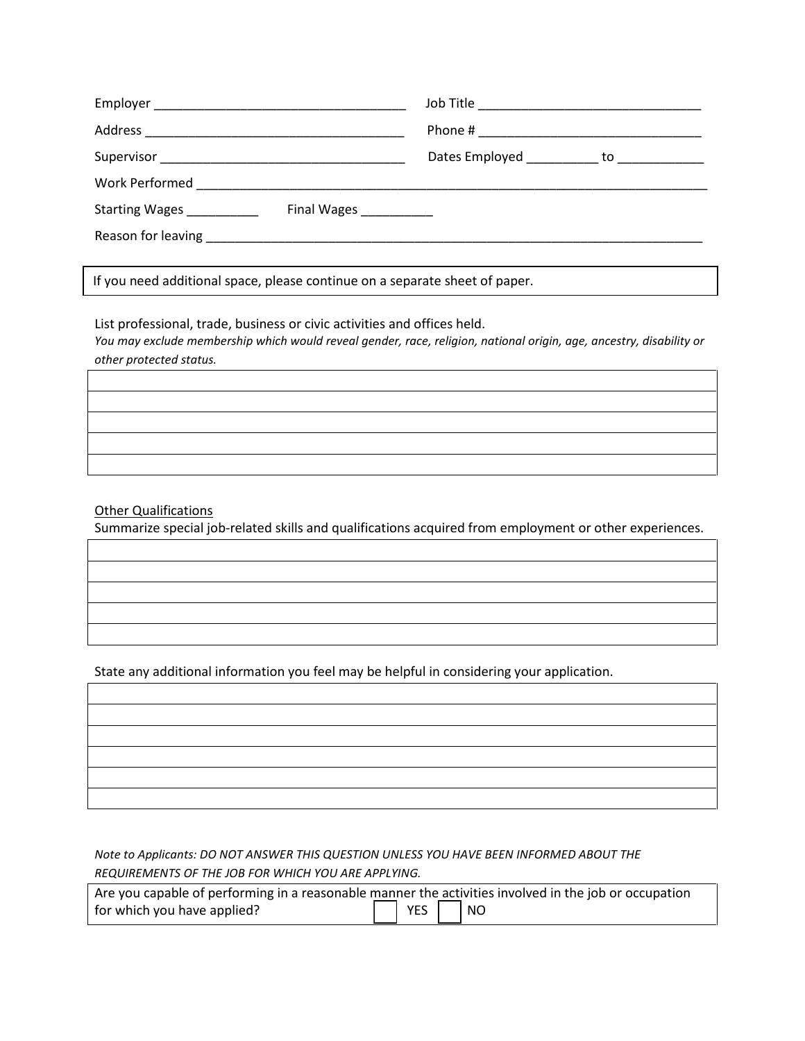Employer ___________________________________ Job Title _______________________________

Address ____________________________________ Phone # ________________________________

Supervisor __________________________________ Dates Employed __________ to ____________

Work Performed ___________________________________________________________________________

Starting Wages __________ Final Wages __________

Reason for leaving _________________________________________________________________________

If you need additional space, please continue on a separate sheet of paper.

List professional, trade, business or civic activities and offices held.

*You may exclude membership which would reveal gender, race, religion, national origin, age, ancestry, disability or other protected status.*

| |
|---|
| |
| |
| |
| |
| |

Other Qualifications

Summarize special job-related skills and qualifications acquired from employment or other experiences.

| |
|---|
| |
| |
| |
| |
| |

State any additional information you feel may be helpful in considering your application.

| |
|---|
| |
| |
| |
| |
| |
| |

*Note to Applicants: DO NOT ANSWER THIS QUESTION UNLESS YOU HAVE BEEN INFORMED ABOUT THE REQUIREMENTS OF THE JOB FOR WHICH YOU ARE APPLYING.*

Are you capable of performing in a reasonable manner the activities involved in the job or occupation for which you have applied? ☐ YES ☐ NO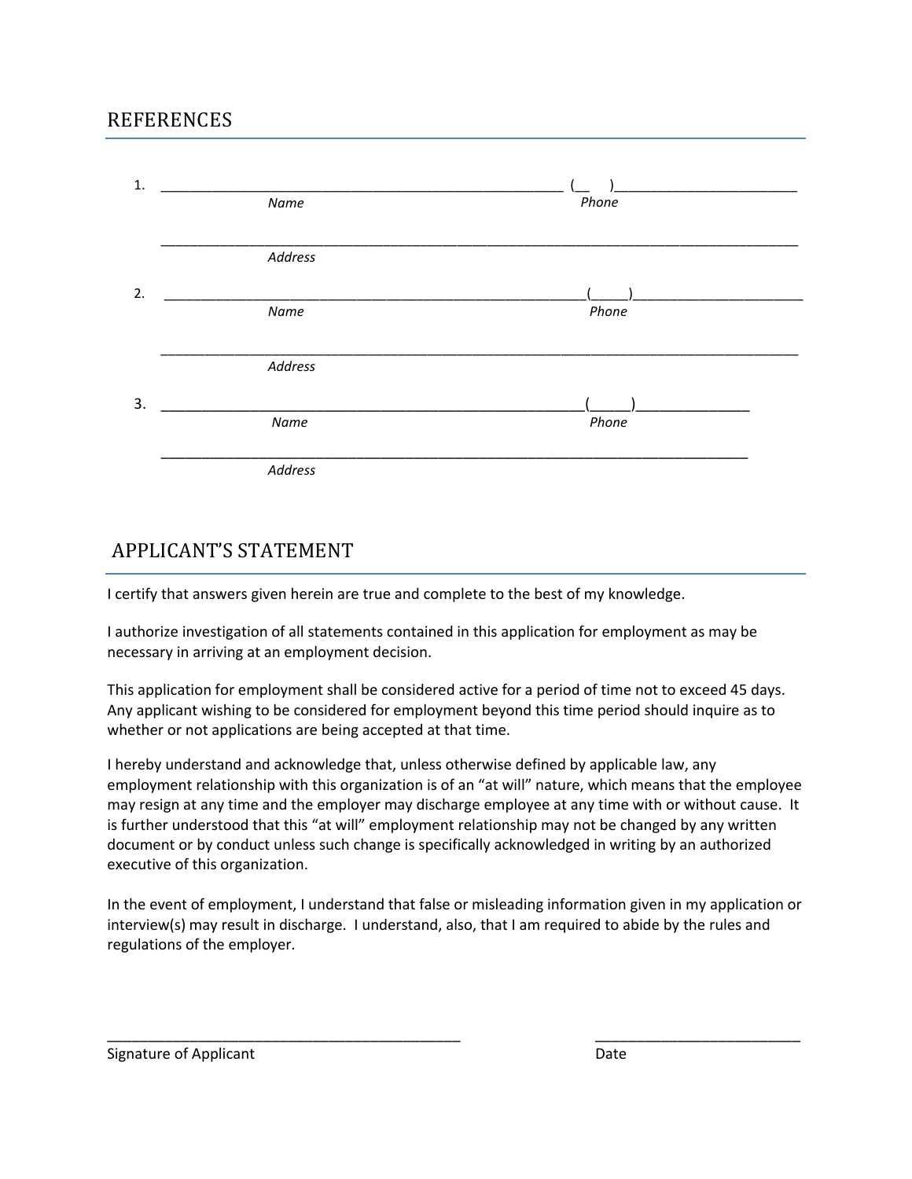## REFERENCES

1. ______________________________________________________ (__ )________________________

   *Name* *Phone*

   ___________________________________________________________________________________

   *Address*

2. ________________________________________________________(_____)______________________

   *Name* *Phone*

   ___________________________________________________________________________________

   *Address*

3. ________________________________________________________(_____)______________

   *Name* *Phone*

   ___________________________________________________________________________

   *Address*

## APPLICANT'S STATEMENT

I certify that answers given herein are true and complete to the best of my knowledge.

I authorize investigation of all statements contained in this application for employment as may be necessary in arriving at an employment decision.

This application for employment shall be considered active for a period of time not to exceed 45 days. Any applicant wishing to be considered for employment beyond this time period should inquire as to whether or not applications are being accepted at that time.

I hereby understand and acknowledge that, unless otherwise defined by applicable law, any employment relationship with this organization is of an "at will" nature, which means that the employee may resign at any time and the employer may discharge employee at any time with or without cause. It is further understood that this "at will" employment relationship may not be changed by any written document or by conduct unless such change is specifically acknowledged in writing by an authorized executive of this organization.

In the event of employment, I understand that false or misleading information given in my application or interview(s) may result in discharge. I understand, also, that I am required to abide by the rules and regulations of the employer.

_______________________________________________ ___________________________

Signature of Applicant Date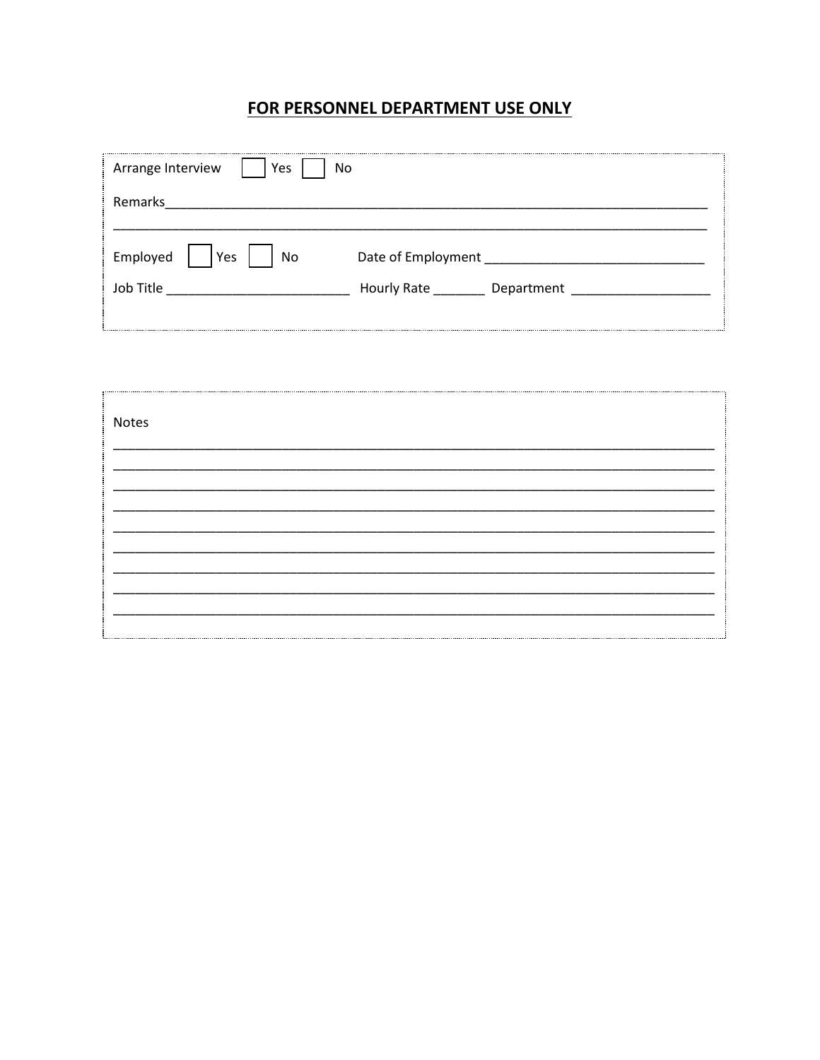## FOR PERSONNEL DEPARTMENT USE ONLY

Arrange Interview ☐ Yes ☐ No

Remarks_____________________________________________________________________________

____________________________________________________________________________________

Employed ☐ Yes ☐ No Date of Employment _____________________________

Job Title _________________________ Hourly Rate _______ Department ___________________

Notes

____________________________________________________________________________________
____________________________________________________________________________________
____________________________________________________________________________________
____________________________________________________________________________________
____________________________________________________________________________________
____________________________________________________________________________________
____________________________________________________________________________________
____________________________________________________________________________________
____________________________________________________________________________________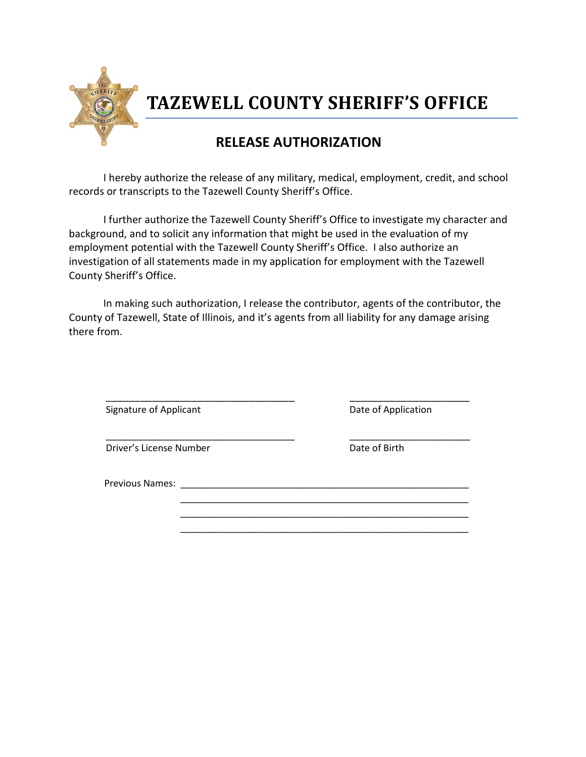# TAZEWELL COUNTY SHERIFF'S OFFICE

## RELEASE AUTHORIZATION

I hereby authorize the release of any military, medical, employment, credit, and school records or transcripts to the Tazewell County Sheriff's Office.

I further authorize the Tazewell County Sheriff's Office to investigate my character and background, and to solicit any information that might be used in the evaluation of my employment potential with the Tazewell County Sheriff's Office. I also authorize an investigation of all statements made in my application for employment with the Tazewell County Sheriff's Office.

In making such authorization, I release the contributor, agents of the contributor, the County of Tazewell, State of Illinois, and it's agents from all liability for any damage arising there from.

___________________________________ ______________________

Signature of Applicant Date of Application

___________________________________ ______________________

Driver's License Number Date of Birth

Previous Names: _______________________________________________________

_______________________________________________________

_______________________________________________________

_______________________________________________________